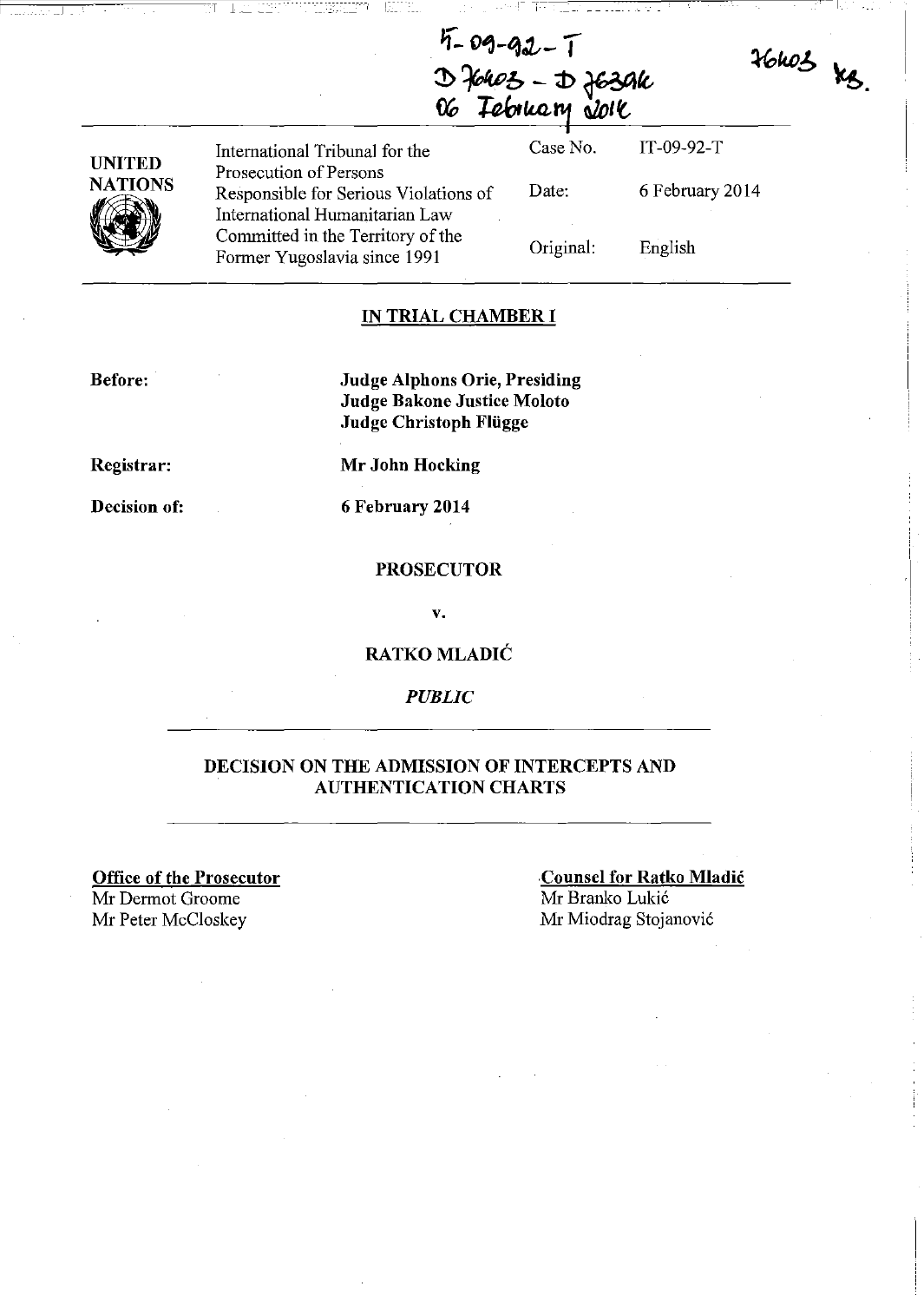IT-09-92-T
D76403 - D76396
06 February 2014

76403 TR.

| UNITED NATIONS | International Tribunal for the Prosecution of Persons Responsible for Serious Violations of International Humanitarian Law Committed in the Territory of the Former Yugoslavia since 1991 | Case No. | IT-09-92-T |
|---|---|---|---|
| | | Date: | 6 February 2014 |
| | | Original: | English |

**IN TRIAL CHAMBER I**

**Before:** Judge Alphons Orie, Presiding
Judge Bakone Justice Moloto
Judge Christoph Flügge

**Registrar:** Mr John Hocking

**Decision of:** 6 February 2014

**PROSECUTOR**

**v.**

**RATKO MLADIĆ**

*PUBLIC*

**DECISION ON THE ADMISSION OF INTERCEPTS AND AUTHENTICATION CHARTS**

**Office of the Prosecutor**
Mr Dermot Groome
Mr Peter McCloskey

**Counsel for Ratko Mladić**
Mr Branko Lukić
Mr Miodrag Stojanović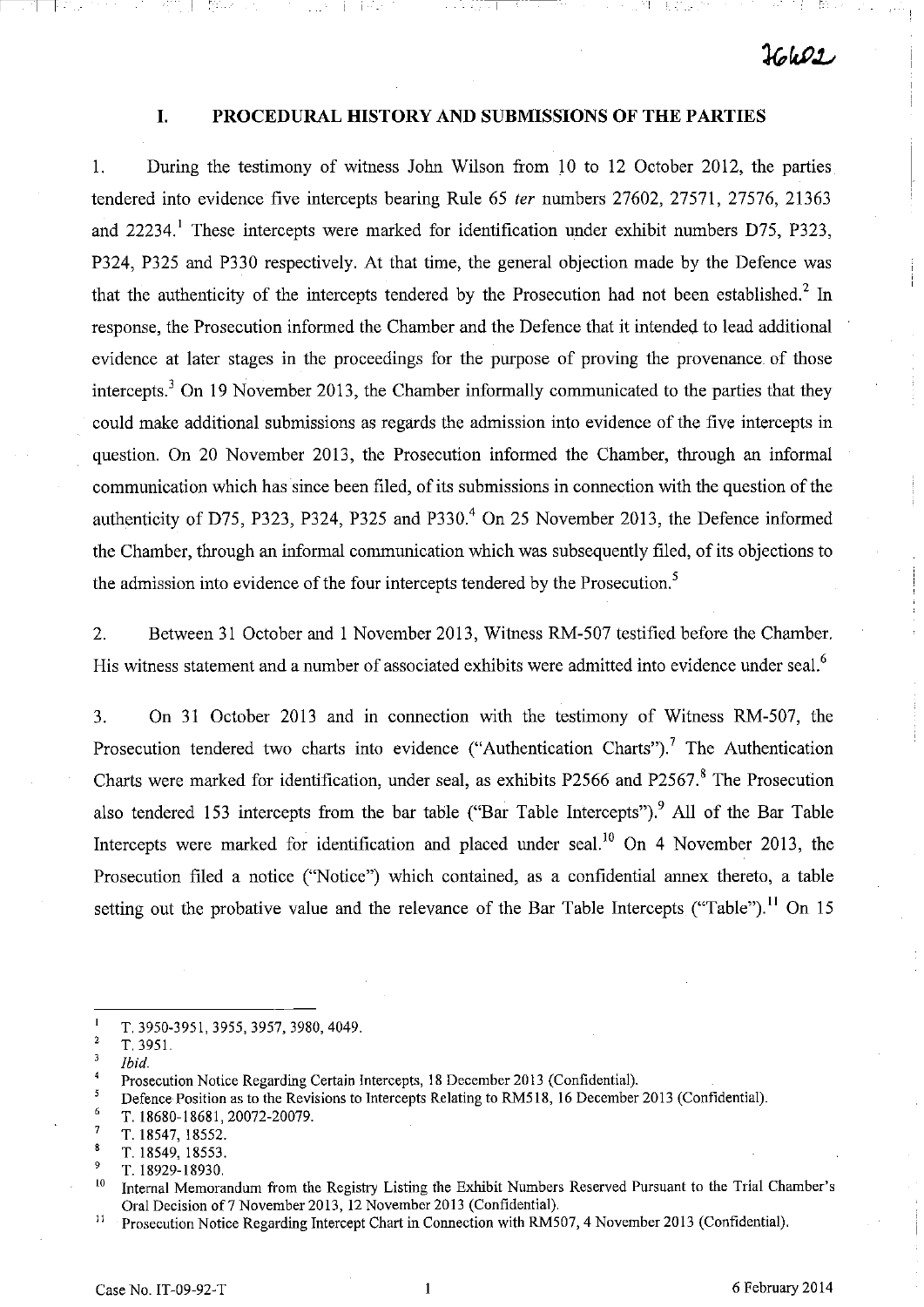## I. PROCEDURAL HISTORY AND SUBMISSIONS OF THE PARTIES

1. During the testimony of witness John Wilson from 10 to 12 October 2012, the parties tendered into evidence five intercepts bearing Rule 65 *ter* numbers 27602, 27571, 27576, 21363 and 22234.[1] These intercepts were marked for identification under exhibit numbers D75, P323, P324, P325 and P330 respectively. At that time, the general objection made by the Defence was that the authenticity of the intercepts tendered by the Prosecution had not been established.[2] In response, the Prosecution informed the Chamber and the Defence that it intended to lead additional evidence at later stages in the proceedings for the purpose of proving the provenance of those intercepts.[3] On 19 November 2013, the Chamber informally communicated to the parties that they could make additional submissions as regards the admission into evidence of the five intercepts in question. On 20 November 2013, the Prosecution informed the Chamber, through an informal communication which has since been filed, of its submissions in connection with the question of the authenticity of D75, P323, P324, P325 and P330.[4] On 25 November 2013, the Defence informed the Chamber, through an informal communication which was subsequently filed, of its objections to the admission into evidence of the four intercepts tendered by the Prosecution.[5]

2. Between 31 October and 1 November 2013, Witness RM-507 testified before the Chamber. His witness statement and a number of associated exhibits were admitted into evidence under seal.[6]

3. On 31 October 2013 and in connection with the testimony of Witness RM-507, the Prosecution tendered two charts into evidence ("Authentication Charts").[7] The Authentication Charts were marked for identification, under seal, as exhibits P2566 and P2567.[8] The Prosecution also tendered 153 intercepts from the bar table ("Bar Table Intercepts").[9] All of the Bar Table Intercepts were marked for identification and placed under seal.[10] On 4 November 2013, the Prosecution filed a notice ("Notice") which contained, as a confidential annex thereto, a table setting out the probative value and the relevance of the Bar Table Intercepts ("Table").[11] On 15

---

[1] T. 3950-3951, 3955, 3957, 3980, 4049.

[2] T. 3951.

[3] *Ibid.*

[4] Prosecution Notice Regarding Certain Intercepts, 18 December 2013 (Confidential).

[5] Defence Position as to the Revisions to Intercepts Relating to RM518, 16 December 2013 (Confidential).

[6] T. 18680-18681, 20072-20079.

[7] T. 18547, 18552.

[8] T. 18549, 18553.

[9] T. 18929-18930.

[10] Internal Memorandum from the Registry Listing the Exhibit Numbers Reserved Pursuant to the Trial Chamber's Oral Decision of 7 November 2013, 12 November 2013 (Confidential).

[11] Prosecution Notice Regarding Intercept Chart in Connection with RM507, 4 November 2013 (Confidential).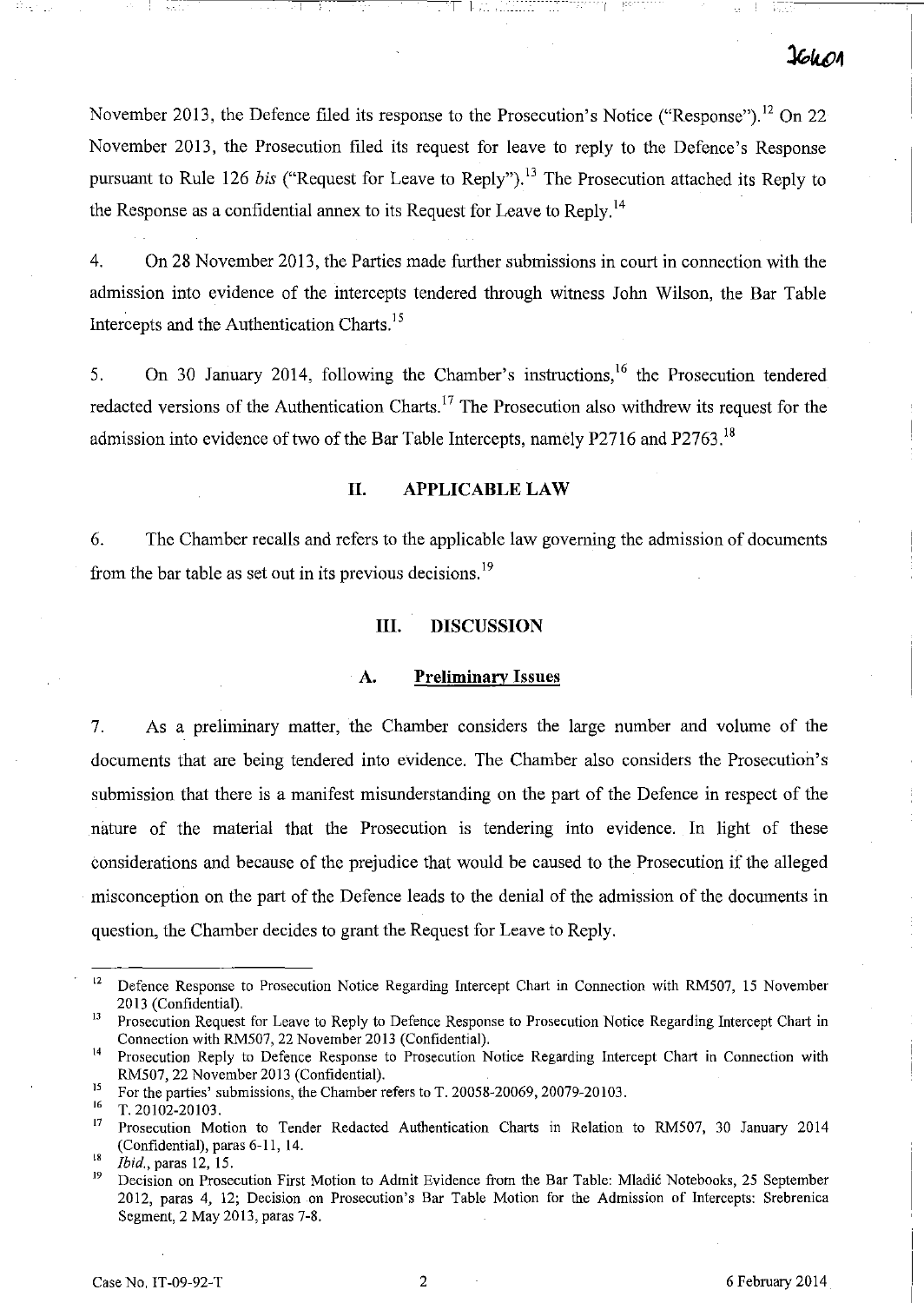November 2013, the Defence filed its response to the Prosecution's Notice ("Response").[12] On 22 November 2013, the Prosecution filed its request for leave to reply to the Defence's Response pursuant to Rule 126 *bis* ("Request for Leave to Reply").[13] The Prosecution attached its Reply to the Response as a confidential annex to its Request for Leave to Reply.[14]

4. On 28 November 2013, the Parties made further submissions in court in connection with the admission into evidence of the intercepts tendered through witness John Wilson, the Bar Table Intercepts and the Authentication Charts.[15]

5. On 30 January 2014, following the Chamber's instructions,[16] the Prosecution tendered redacted versions of the Authentication Charts.[17] The Prosecution also withdrew its request for the admission into evidence of two of the Bar Table Intercepts, namely P2716 and P2763.[18]

## II. APPLICABLE LAW

6. The Chamber recalls and refers to the applicable law governing the admission of documents from the bar table as set out in its previous decisions.[19]

## III. DISCUSSION

### A. Preliminary Issues

7. As a preliminary matter, the Chamber considers the large number and volume of the documents that are being tendered into evidence. The Chamber also considers the Prosecution's submission that there is a manifest misunderstanding on the part of the Defence in respect of the nature of the material that the Prosecution is tendering into evidence. In light of these considerations and because of the prejudice that would be caused to the Prosecution if the alleged misconception on the part of the Defence leads to the denial of the admission of the documents in question, the Chamber decides to grant the Request for Leave to Reply.

---

[12] Defence Response to Prosecution Notice Regarding Intercept Chart in Connection with RM507, 15 November 2013 (Confidential).

[13] Prosecution Request for Leave to Reply to Defence Response to Prosecution Notice Regarding Intercept Chart in Connection with RM507, 22 November 2013 (Confidential).

[14] Prosecution Reply to Defence Response to Prosecution Notice Regarding Intercept Chart in Connection with RM507, 22 November 2013 (Confidential).

[15] For the parties' submissions, the Chamber refers to T. 20058-20069, 20079-20103.

[16] T. 20102-20103.

[17] Prosecution Motion to Tender Redacted Authentication Charts in Relation to RM507, 30 January 2014 (Confidential), paras 6-11, 14.

[18] *Ibid.*, paras 12, 15.

[19] Decision on Prosecution First Motion to Admit Evidence from the Bar Table: Mladić Notebooks, 25 September 2012, paras 4, 12; Decision on Prosecution's Bar Table Motion for the Admission of Intercepts: Srebrenica Segment, 2 May 2013, paras 7-8.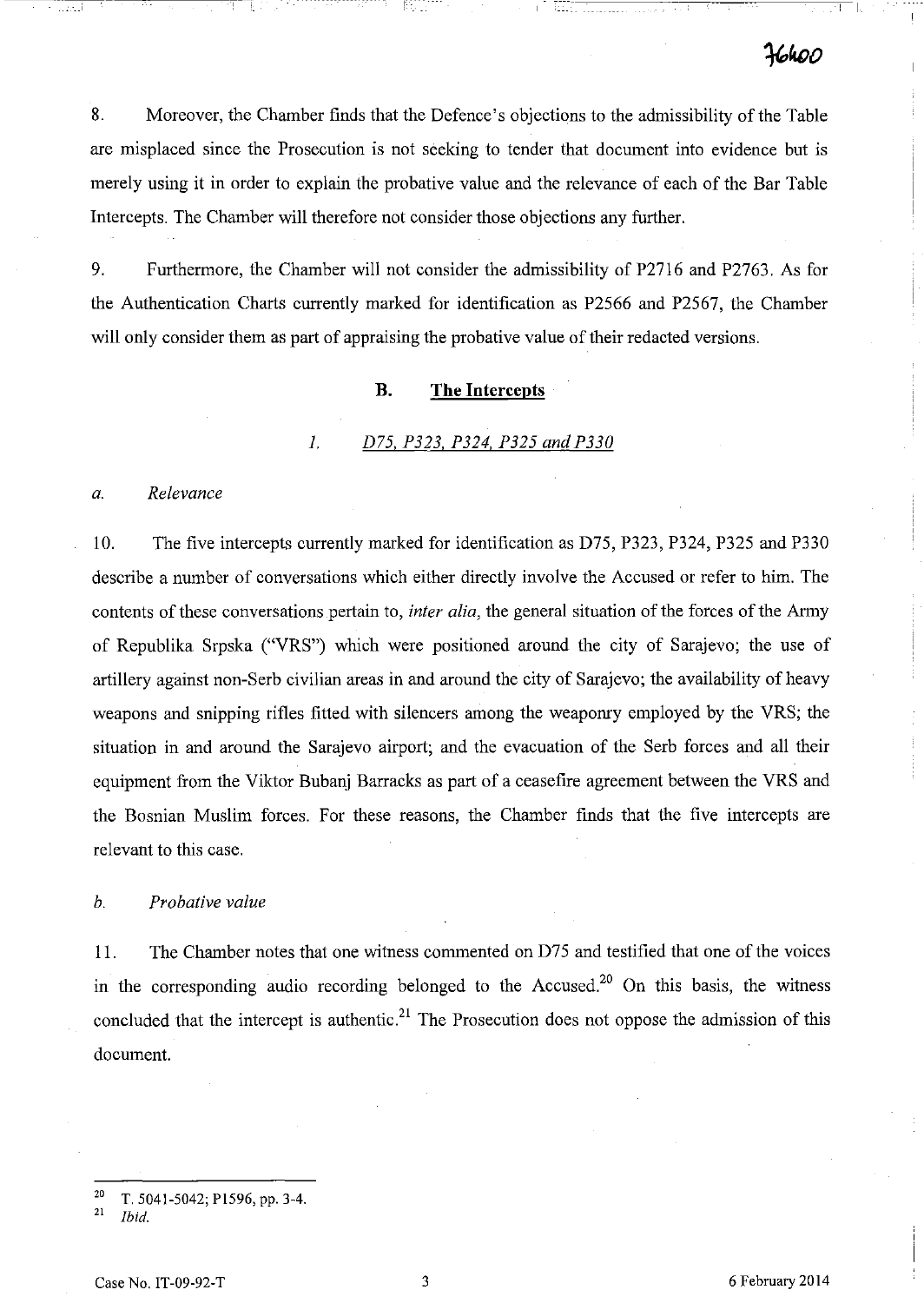8. Moreover, the Chamber finds that the Defence's objections to the admissibility of the Table are misplaced since the Prosecution is not seeking to tender that document into evidence but is merely using it in order to explain the probative value and the relevance of each of the Bar Table Intercepts. The Chamber will therefore not consider those objections any further.

9. Furthermore, the Chamber will not consider the admissibility of P2716 and P2763. As for the Authentication Charts currently marked for identification as P2566 and P2567, the Chamber will only consider them as part of appraising the probative value of their redacted versions.

## B. The Intercepts

### 1. *D75, P323, P324, P325 and P330*

#### a. *Relevance*

10. The five intercepts currently marked for identification as D75, P323, P324, P325 and P330 describe a number of conversations which either directly involve the Accused or refer to him. The contents of these conversations pertain to, *inter alia*, the general situation of the forces of the Army of Republika Srpska ("VRS") which were positioned around the city of Sarajevo; the use of artillery against non-Serb civilian areas in and around the city of Sarajevo; the availability of heavy weapons and snipping rifles fitted with silencers among the weaponry employed by the VRS; the situation in and around the Sarajevo airport; and the evacuation of the Serb forces and all their equipment from the Viktor Bubanj Barracks as part of a ceasefire agreement between the VRS and the Bosnian Muslim forces. For these reasons, the Chamber finds that the five intercepts are relevant to this case.

#### b. *Probative value*

11. The Chamber notes that one witness commented on D75 and testified that one of the voices in the corresponding audio recording belonged to the Accused.[20] On this basis, the witness concluded that the intercept is authentic.[21] The Prosecution does not oppose the admission of this document.

---

[20] T. 5041-5042; P1596, pp. 3-4.

[21] *Ibid.*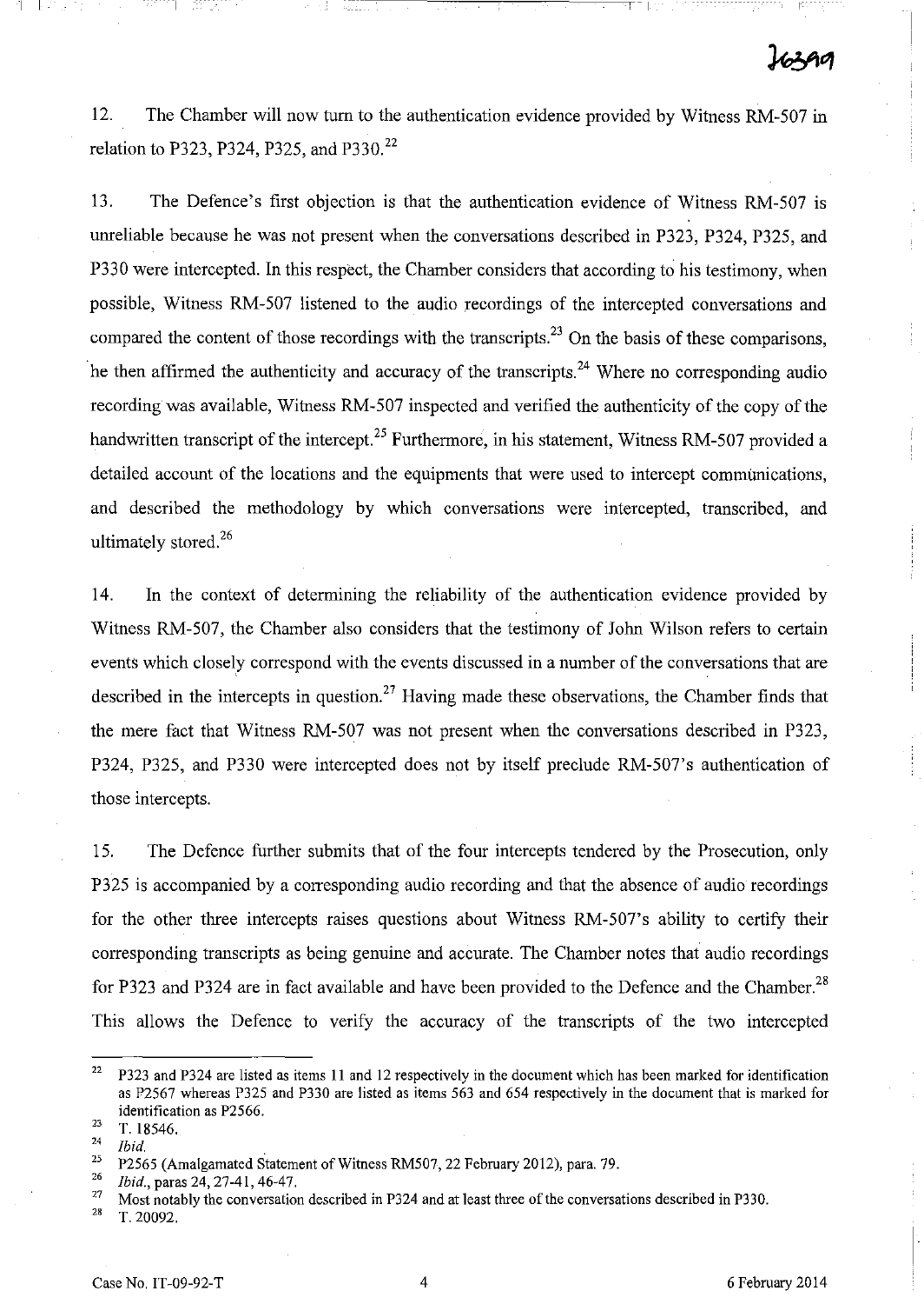12. The Chamber will now turn to the authentication evidence provided by Witness RM-507 in relation to P323, P324, P325, and P330.[22]

13. The Defence's first objection is that the authentication evidence of Witness RM-507 is unreliable because he was not present when the conversations described in P323, P324, P325, and P330 were intercepted. In this respect, the Chamber considers that according to his testimony, when possible, Witness RM-507 listened to the audio recordings of the intercepted conversations and compared the content of those recordings with the transcripts.[23] On the basis of these comparisons, he then affirmed the authenticity and accuracy of the transcripts.[24] Where no corresponding audio recording was available, Witness RM-507 inspected and verified the authenticity of the copy of the handwritten transcript of the intercept.[25] Furthermore, in his statement, Witness RM-507 provided a detailed account of the locations and the equipments that were used to intercept communications, and described the methodology by which conversations were intercepted, transcribed, and ultimately stored.[26]

14. In the context of determining the reliability of the authentication evidence provided by Witness RM-507, the Chamber also considers that the testimony of John Wilson refers to certain events which closely correspond with the events discussed in a number of the conversations that are described in the intercepts in question.[27] Having made these observations, the Chamber finds that the mere fact that Witness RM-507 was not present when the conversations described in P323, P324, P325, and P330 were intercepted does not by itself preclude RM-507's authentication of those intercepts.

15. The Defence further submits that of the four intercepts tendered by the Prosecution, only P325 is accompanied by a corresponding audio recording and that the absence of audio recordings for the other three intercepts raises questions about Witness RM-507's ability to certify their corresponding transcripts as being genuine and accurate. The Chamber notes that audio recordings for P323 and P324 are in fact available and have been provided to the Defence and the Chamber.[28] This allows the Defence to verify the accuracy of the transcripts of the two intercepted

---

[22] P323 and P324 are listed as items 11 and 12 respectively in the document which has been marked for identification as P2567 whereas P325 and P330 are listed as items 563 and 654 respectively in the document that is marked for identification as P2566.

[23] T. 18546.

[24] *Ibid.*

[25] P2565 (Amalgamated Statement of Witness RM507, 22 February 2012), para. 79.

[26] *Ibid.*, paras 24, 27-41, 46-47.

[27] Most notably the conversation described in P324 and at least three of the conversations described in P330.

[28] T. 20092.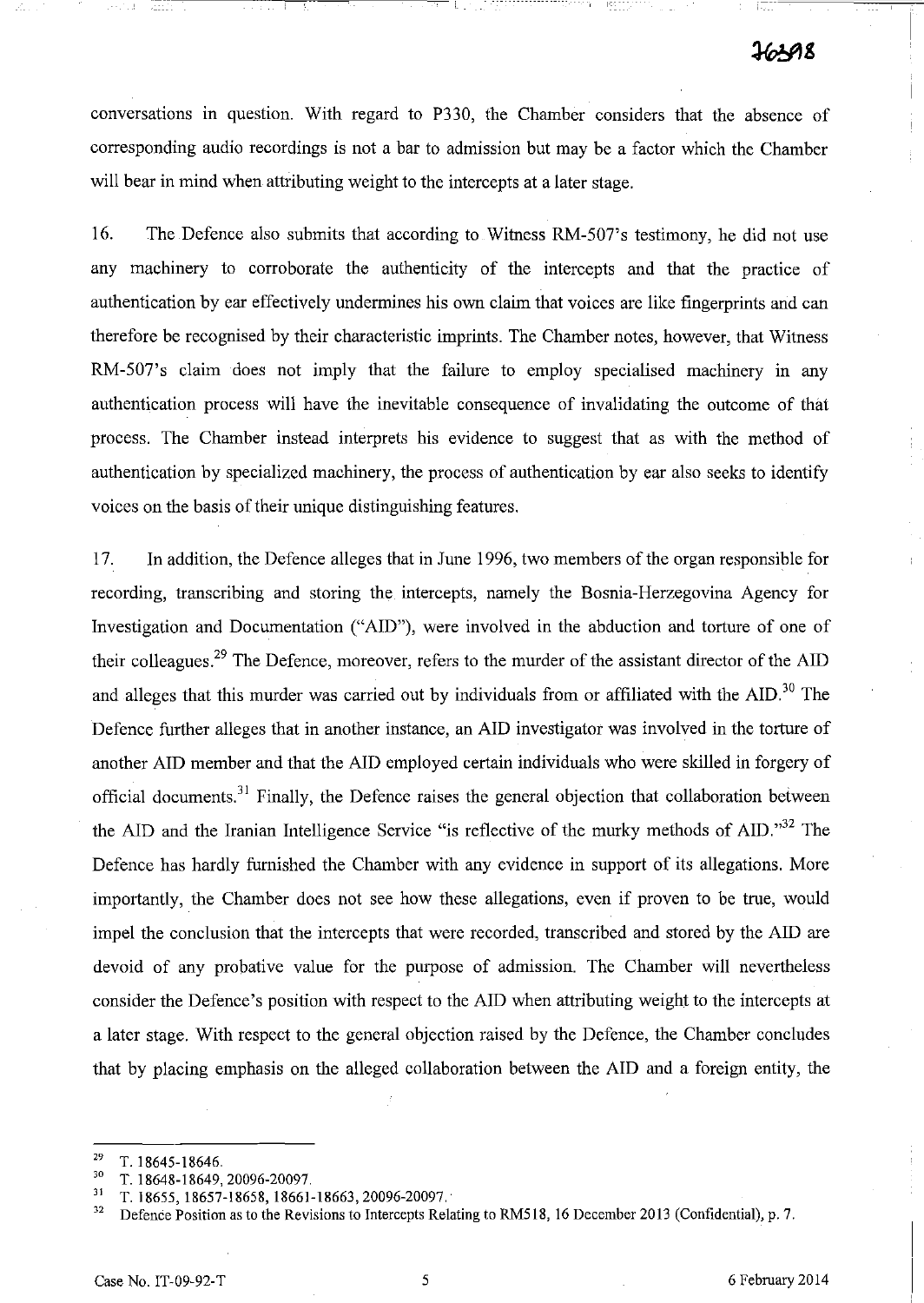conversations in question. With regard to P330, the Chamber considers that the absence of corresponding audio recordings is not a bar to admission but may be a factor which the Chamber will bear in mind when attributing weight to the intercepts at a later stage.

16. The Defence also submits that according to Witness RM-507's testimony, he did not use any machinery to corroborate the authenticity of the intercepts and that the practice of authentication by ear effectively undermines his own claim that voices are like fingerprints and can therefore be recognised by their characteristic imprints. The Chamber notes, however, that Witness RM-507's claim does not imply that the failure to employ specialised machinery in any authentication process will have the inevitable consequence of invalidating the outcome of that process. The Chamber instead interprets his evidence to suggest that as with the method of authentication by specialized machinery, the process of authentication by ear also seeks to identify voices on the basis of their unique distinguishing features.

17. In addition, the Defence alleges that in June 1996, two members of the organ responsible for recording, transcribing and storing the intercepts, namely the Bosnia-Herzegovina Agency for Investigation and Documentation ("AID"), were involved in the abduction and torture of one of their colleagues.[29] The Defence, moreover, refers to the murder of the assistant director of the AID and alleges that this murder was carried out by individuals from or affiliated with the AID.[30] The Defence further alleges that in another instance, an AID investigator was involved in the torture of another AID member and that the AID employed certain individuals who were skilled in forgery of official documents.[31] Finally, the Defence raises the general objection that collaboration between the AID and the Iranian Intelligence Service "is reflective of the murky methods of AID."[32] The Defence has hardly furnished the Chamber with any evidence in support of its allegations. More importantly, the Chamber does not see how these allegations, even if proven to be true, would impel the conclusion that the intercepts that were recorded, transcribed and stored by the AID are devoid of any probative value for the purpose of admission. The Chamber will nevertheless consider the Defence's position with respect to the AID when attributing weight to the intercepts at a later stage. With respect to the general objection raised by the Defence, the Chamber concludes that by placing emphasis on the alleged collaboration between the AID and a foreign entity, the

---

[29] T. 18645-18646.

[30] T. 18648-18649, 20096-20097.

[31] T. 18655, 18657-18658, 18661-18663, 20096-20097.

[32] Defence Position as to the Revisions to Intercepts Relating to RM518, 16 December 2013 (Confidential), p. 7.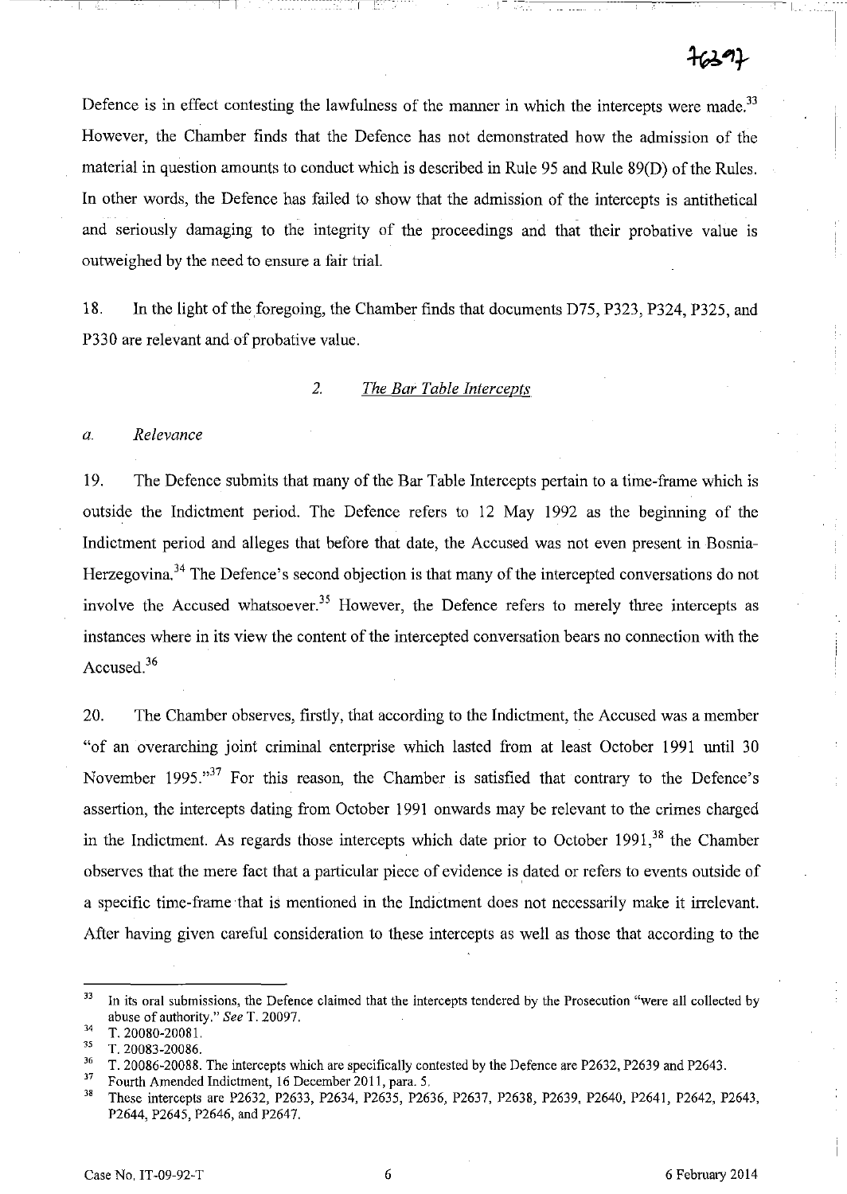Defence is in effect contesting the lawfulness of the manner in which the intercepts were made.[33] However, the Chamber finds that the Defence has not demonstrated how the admission of the material in question amounts to conduct which is described in Rule 95 and Rule 89(D) of the Rules. In other words, the Defence has failed to show that the admission of the intercepts is antithetical and seriously damaging to the integrity of the proceedings and that their probative value is outweighed by the need to ensure a fair trial.

18. In the light of the foregoing, the Chamber finds that documents D75, P323, P324, P325, and P330 are relevant and of probative value.

### 2. *The Bar Table Intercepts*

#### a. *Relevance*

19. The Defence submits that many of the Bar Table Intercepts pertain to a time-frame which is outside the Indictment period. The Defence refers to 12 May 1992 as the beginning of the Indictment period and alleges that before that date, the Accused was not even present in Bosnia-Herzegovina.[34] The Defence's second objection is that many of the intercepted conversations do not involve the Accused whatsoever.[35] However, the Defence refers to merely three intercepts as instances where in its view the content of the intercepted conversation bears no connection with the Accused.[36]

20. The Chamber observes, firstly, that according to the Indictment, the Accused was a member "of an overarching joint criminal enterprise which lasted from at least October 1991 until 30 November 1995."[37] For this reason, the Chamber is satisfied that contrary to the Defence's assertion, the intercepts dating from October 1991 onwards may be relevant to the crimes charged in the Indictment. As regards those intercepts which date prior to October 1991,[38] the Chamber observes that the mere fact that a particular piece of evidence is dated or refers to events outside of a specific time-frame that is mentioned in the Indictment does not necessarily make it irrelevant. After having given careful consideration to these intercepts as well as those that according to the

---

[33] In its oral submissions, the Defence claimed that the intercepts tendered by the Prosecution "were all collected by abuse of authority." *See* T. 20097.

[34] T. 20080-20081.

[35] T. 20083-20086.

[36] T. 20086-20088. The intercepts which are specifically contested by the Defence are P2632, P2639 and P2643.

[37] Fourth Amended Indictment, 16 December 2011, para. 5.

[38] These intercepts are P2632, P2633, P2634, P2635, P2636, P2637, P2638, P2639, P2640, P2641, P2642, P2643, P2644, P2645, P2646, and P2647.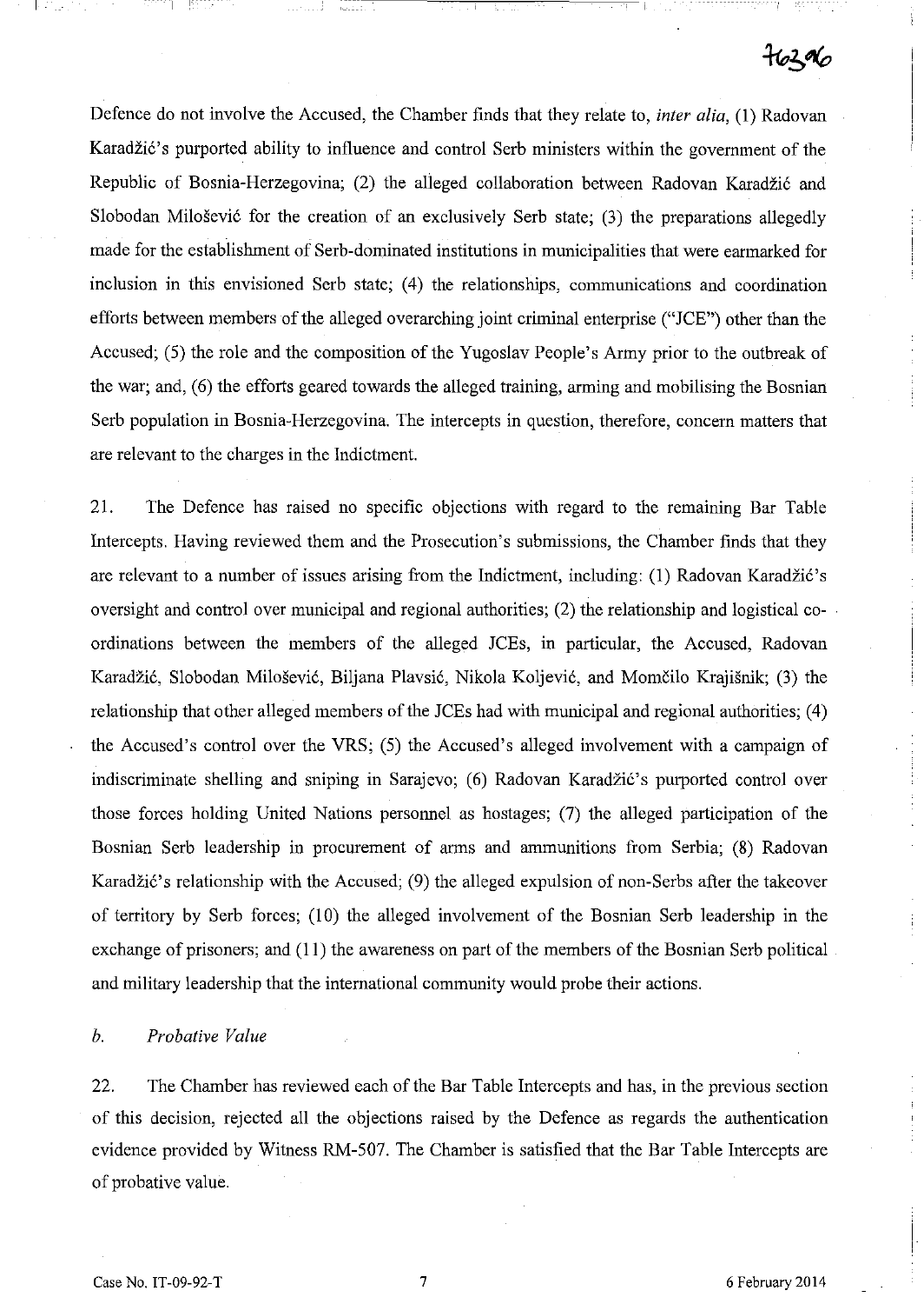Defence do not involve the Accused, the Chamber finds that they relate to, *inter alia*, (1) Radovan Karadžić's purported ability to influence and control Serb ministers within the government of the Republic of Bosnia-Herzegovina; (2) the alleged collaboration between Radovan Karadžić and Slobodan Milošević for the creation of an exclusively Serb state; (3) the preparations allegedly made for the establishment of Serb-dominated institutions in municipalities that were earmarked for inclusion in this envisioned Serb state; (4) the relationships, communications and coordination efforts between members of the alleged overarching joint criminal enterprise ("JCE") other than the Accused; (5) the role and the composition of the Yugoslav People's Army prior to the outbreak of the war; and, (6) the efforts geared towards the alleged training, arming and mobilising the Bosnian Serb population in Bosnia-Herzegovina. The intercepts in question, therefore, concern matters that are relevant to the charges in the Indictment.

21. The Defence has raised no specific objections with regard to the remaining Bar Table Intercepts. Having reviewed them and the Prosecution's submissions, the Chamber finds that they are relevant to a number of issues arising from the Indictment, including: (1) Radovan Karadžić's oversight and control over municipal and regional authorities; (2) the relationship and logistical co-ordinations between the members of the alleged JCEs, in particular, the Accused, Radovan Karadžić, Slobodan Milošević, Biljana Plavsić, Nikola Koljević, and Momčilo Krajišnik; (3) the relationship that other alleged members of the JCEs had with municipal and regional authorities; (4) the Accused's control over the VRS; (5) the Accused's alleged involvement with a campaign of indiscriminate shelling and sniping in Sarajevo; (6) Radovan Karadžić's purported control over those forces holding United Nations personnel as hostages; (7) the alleged participation of the Bosnian Serb leadership in procurement of arms and ammunitions from Serbia; (8) Radovan Karadžić's relationship with the Accused; (9) the alleged expulsion of non-Serbs after the takeover of territory by Serb forces; (10) the alleged involvement of the Bosnian Serb leadership in the exchange of prisoners; and (11) the awareness on part of the members of the Bosnian Serb political and military leadership that the international community would probe their actions.

*b. Probative Value*

22. The Chamber has reviewed each of the Bar Table Intercepts and has, in the previous section of this decision, rejected all the objections raised by the Defence as regards the authentication evidence provided by Witness RM-507. The Chamber is satisfied that the Bar Table Intercepts are of probative value.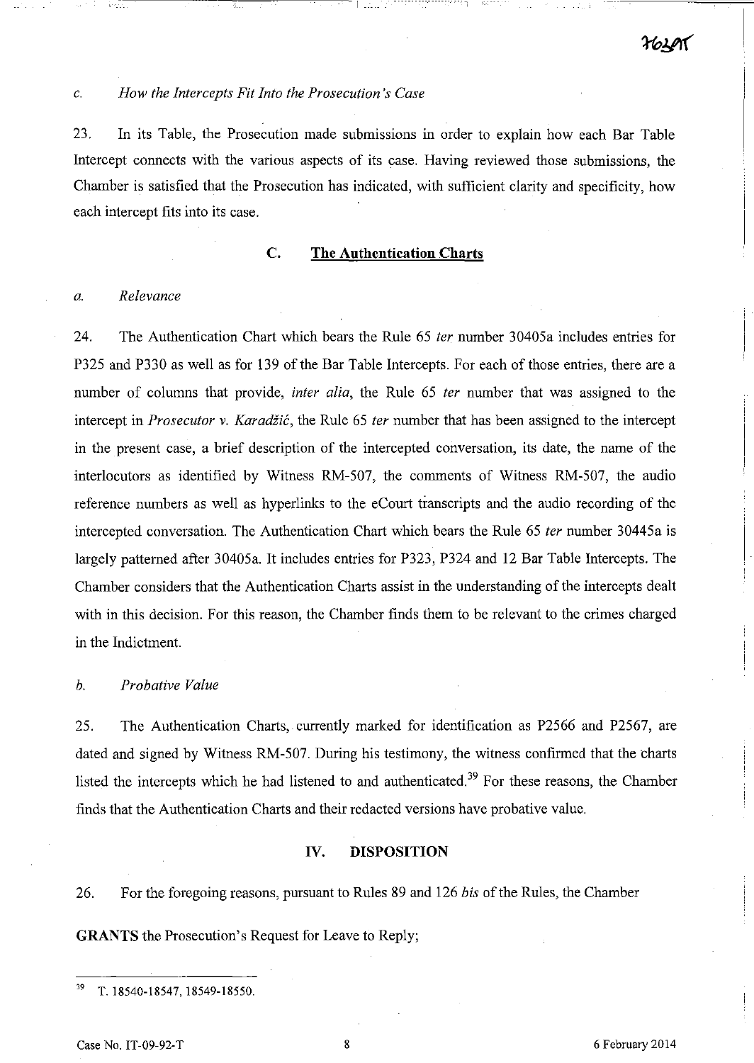*c. How the Intercepts Fit Into the Prosecution's Case*

23. In its Table, the Prosecution made submissions in order to explain how each Bar Table Intercept connects with the various aspects of its case. Having reviewed those submissions, the Chamber is satisfied that the Prosecution has indicated, with sufficient clarity and specificity, how each intercept fits into its case.

### C. The Authentication Charts

*a. Relevance*

24. The Authentication Chart which bears the Rule 65 *ter* number 30405a includes entries for P325 and P330 as well as for 139 of the Bar Table Intercepts. For each of those entries, there are a number of columns that provide, *inter alia*, the Rule 65 *ter* number that was assigned to the intercept in *Prosecutor v. Karadžić*, the Rule 65 *ter* number that has been assigned to the intercept in the present case, a brief description of the intercepted conversation, its date, the name of the interlocutors as identified by Witness RM-507, the comments of Witness RM-507, the audio reference numbers as well as hyperlinks to the eCourt transcripts and the audio recording of the intercepted conversation. The Authentication Chart which bears the Rule 65 *ter* number 30445a is largely patterned after 30405a. It includes entries for P323, P324 and 12 Bar Table Intercepts. The Chamber considers that the Authentication Charts assist in the understanding of the intercepts dealt with in this decision. For this reason, the Chamber finds them to be relevant to the crimes charged in the Indictment.

*b. Probative Value*

25. The Authentication Charts, currently marked for identification as P2566 and P2567, are dated and signed by Witness RM-507. During his testimony, the witness confirmed that the charts listed the intercepts which he had listened to and authenticated.[39] For these reasons, the Chamber finds that the Authentication Charts and their redacted versions have probative value.

## IV. DISPOSITION

26. For the foregoing reasons, pursuant to Rules 89 and 126 *bis* of the Rules, the Chamber

**GRANTS** the Prosecution's Request for Leave to Reply;

---

[39] T. 18540-18547, 18549-18550.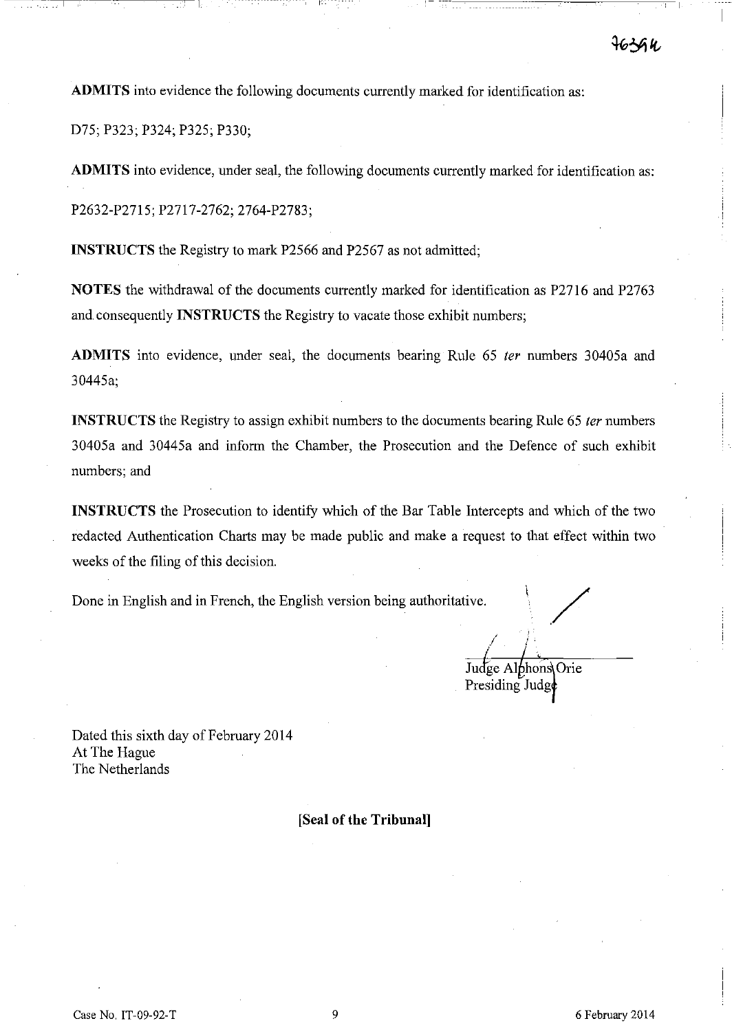**ADMITS** into evidence the following documents currently marked for identification as:

D75; P323; P324; P325; P330;

**ADMITS** into evidence, under seal, the following documents currently marked for identification as:

P2632-P2715; P2717-2762; 2764-P2783;

**INSTRUCTS** the Registry to mark P2566 and P2567 as not admitted;

**NOTES** the withdrawal of the documents currently marked for identification as P2716 and P2763 and consequently **INSTRUCTS** the Registry to vacate those exhibit numbers;

**ADMITS** into evidence, under seal, the documents bearing Rule 65 *ter* numbers 30405a and 30445a;

**INSTRUCTS** the Registry to assign exhibit numbers to the documents bearing Rule 65 *ter* numbers 30405a and 30445a and inform the Chamber, the Prosecution and the Defence of such exhibit numbers; and

**INSTRUCTS** the Prosecution to identify which of the Bar Table Intercepts and which of the two redacted Authentication Charts may be made public and make a request to that effect within two weeks of the filing of this decision.

Done in English and in French, the English version being authoritative.

Judge Alphons Orie
Presiding Judge

Dated this sixth day of February 2014
At The Hague
The Netherlands

**[Seal of the Tribunal]**